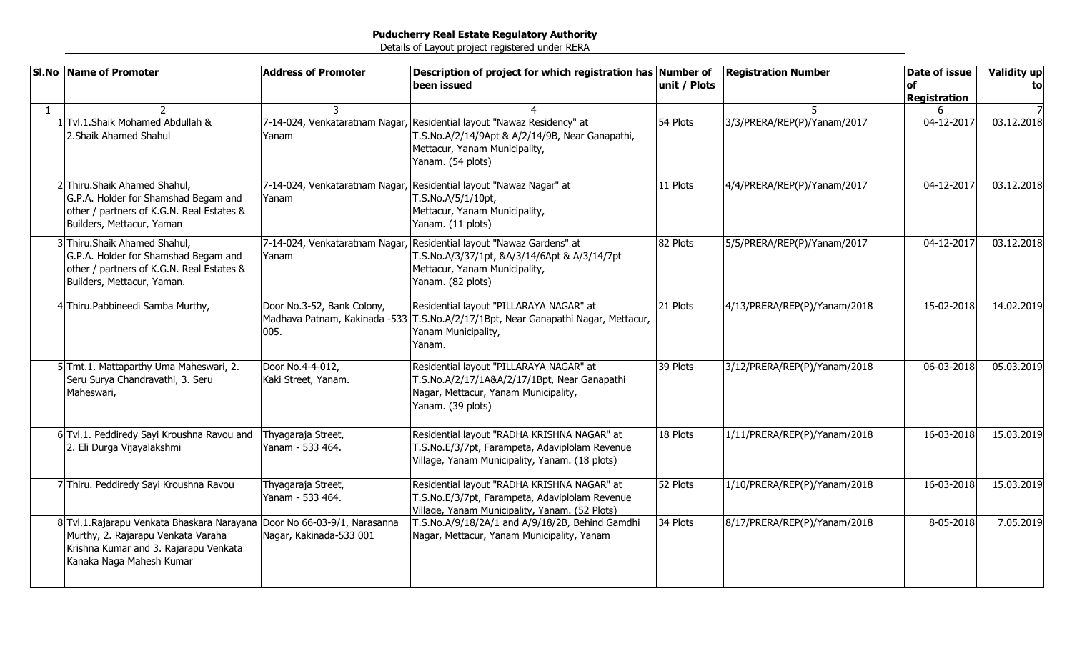**Puducherry Real Estate Regulatory Authority**

Details of Layout project registered under RERA

| Sl.No | Name of Promoter | Address of Promoter | Description of project for which registration has been issued | Number of unit / Plots | Registration Number | Date of issue of Registration | Validity up to |
|---|---|---|---|---|---|---|---|
| 1 | 2 | 3 | 4 | | 5 | 6 | 7 |
| 1 | Tvl.1.Shaik Mohamed Abdullah & 2.Shaik Ahamed Shahul | 7-14-024, Venkataratnam Nagar, Yanam | Residential layout "Nawaz Residency" at T.S.No.A/2/14/9Apt & A/2/14/9B, Near Ganapathi, Mettacur, Yanam Municipality, Yanam. (54 plots) | 54 Plots | 3/3/PRERA/REP(P)/Yanam/2017 | 04-12-2017 | 03.12.2018 |
| 2 | Thiru.Shaik Ahamed Shahul, G.P.A. Holder for Shamshad Begam and other / partners of K.G.N. Real Estates & Builders, Mettacur, Yaman | 7-14-024, Venkataratnam Nagar, Yanam | Residential layout "Nawaz Nagar" at T.S.No.A/5/1/10pt, Mettacur, Yanam Municipality, Yanam. (11 plots) | 11 Plots | 4/4/PRERA/REP(P)/Yanam/2017 | 04-12-2017 | 03.12.2018 |
| 3 | Thiru.Shaik Ahamed Shahul, G.P.A. Holder for Shamshad Begam and other / partners of K.G.N. Real Estates & Builders, Mettacur, Yaman. | 7-14-024, Venkataratnam Nagar, Yanam | Residential layout "Nawaz Gardens" at T.S.No.A/3/37/1pt, &A/3/14/6Apt & A/3/14/7pt Mettacur, Yanam Municipality, Yanam. (82 plots) | 82 Plots | 5/5/PRERA/REP(P)/Yanam/2017 | 04-12-2017 | 03.12.2018 |
| 4 | Thiru.Pabbineedi Samba Murthy, | Door No.3-52, Bank Colony, Madhava Patnam, Kakinada -533 005. | Residential layout "PILLARAYA NAGAR" at T.S.No.A/2/17/1Bpt, Near Ganapathi Nagar, Mettacur, Yanam Municipality, Yanam. | 21 Plots | 4/13/PRERA/REP(P)/Yanam/2018 | 15-02-2018 | 14.02.2019 |
| 5 | Tmt.1. Mattaparthy Uma Maheswari, 2. Seru Surya Chandravathi, 3. Seru Maheswari, | Door No.4-4-012, Kaki Street, Yanam. | Residential layout "PILLARAYA NAGAR" at T.S.No.A/2/17/1A&A/2/17/1Bpt, Near Ganapathi Nagar, Mettacur, Yanam Municipality, Yanam. (39 plots) | 39 Plots | 3/12/PRERA/REP(P)/Yanam/2018 | 06-03-2018 | 05.03.2019 |
| 6 | Tvl.1. Peddiredy Sayi Kroushna Ravou and 2. Eli Durga Vijayalakshmi | Thyagaraja Street, Yanam - 533 464. | Residential layout "RADHA KRISHNA NAGAR" at T.S.No.E/3/7pt, Farampeta, Adaviplolam Revenue Village, Yanam Municipality, Yanam. (18 plots) | 18 Plots | 1/11/PRERA/REP(P)/Yanam/2018 | 16-03-2018 | 15.03.2019 |
| 7 | Thiru. Peddiredy Sayi Kroushna Ravou | Thyagaraja Street, Yanam - 533 464. | Residential layout "RADHA KRISHNA NAGAR" at T.S.No.E/3/7pt, Farampeta, Adaviplolam Revenue Village, Yanam Municipality, Yanam. (52 Plots) | 52 Plots | 1/10/PRERA/REP(P)/Yanam/2018 | 16-03-2018 | 15.03.2019 |
| 8 | Tvl.1.Rajarapu Venkata Bhaskara Narayana Murthy, 2. Rajarapu Venkata Varaha Krishna Kumar and 3. Rajarapu Venkata Kanaka Naga Mahesh Kumar | Door No 66-03-9/1, Narasanna Nagar, Kakinada-533 001 | T.S.No.A/9/18/2A/1 and A/9/18/2B, Behind Gamdhi Nagar, Mettacur, Yanam Municipality, Yanam | 34 Plots | 8/17/PRERA/REP(P)/Yanam/2018 | 8-05-2018 | 7.05.2019 |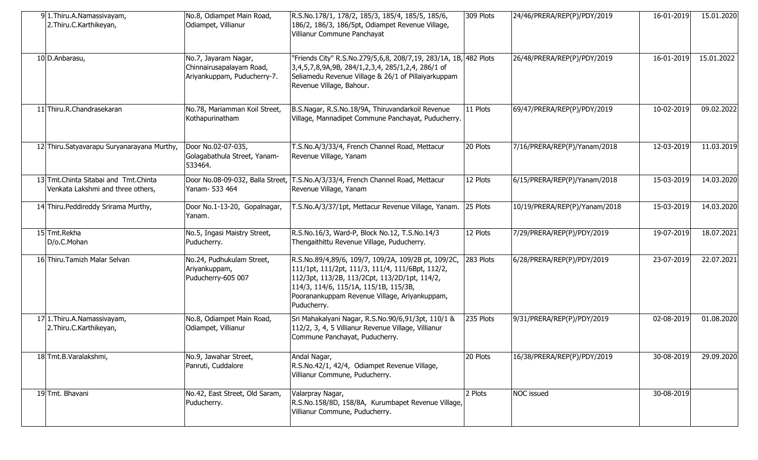| | | | | | | | |
|---|---|---|---|---|---|---|---|
| 9 | 1.Thiru.A.Namassivayam, 2.Thiru.C.Karthikeyan, | No.8, Odiampet Main Road, Odiampet, Villianur | R.S.No.178/1, 178/2, 185/3, 185/4, 185/5, 185/6, 186/2, 186/3, 186/5pt, Odiampet Revenue Village, Villianur Commune Panchayat | 309 Plots | 24/46/PRERA/REP(P)/PDY/2019 | 16-01-2019 | 15.01.2020 |
| 10 | D.Anbarasu, | No.7, Jayaram Nagar, Chinnairusapalayam Road, Ariyankuppam, Puducherry-7. | "Friends City" R.S.No.279/5,6,8, 208/7,19, 283/1A, 1B, 3,4,5,7,8,9A,9B, 284/1,2,3,4, 285/1,2,4, 286/1 of Seliamedu Revenue Village & 26/1 of Pillaiyarkuppam Revenue Village, Bahour. | 482 Plots | 26/48/PRERA/REP(P)/PDY/2019 | 16-01-2019 | 15.01.2022 |
| 11 | Thiru.R.Chandrasekaran | No.78, Mariamman Koil Street, Kothapurinatham | B.S.Nagar, R.S.No.18/9A, Thiruvandarkoil Revenue Village, Mannadipet Commune Panchayat, Puducherry. | 11 Plots | 69/47/PRERA/REP(P)/PDY/2019 | 10-02-2019 | 09.02.2022 |
| 12 | Thiru.Satyavarapu Suryanarayana Murthy, | Door No.02-07-035, Golagabathula Street, Yanam-533464. | T.S.No.A/3/33/4, French Channel Road, Mettacur Revenue Village, Yanam | 20 Plots | 7/16/PRERA/REP(P)/Yanam/2018 | 12-03-2019 | 11.03.2019 |
| 13 | Tmt.Chinta Sitabai and Tmt.Chinta Venkata Lakshmi and three others, | Door No.08-09-032, Balla Street, Yanam- 533 464 | T.S.No.A/3/33/4, French Channel Road, Mettacur Revenue Village, Yanam | 12 Plots | 6/15/PRERA/REP(P)/Yanam/2018 | 15-03-2019 | 14.03.2020 |
| 14 | Thiru.Peddireddy Srirama Murthy, | Door No.1-13-20, Gopalnagar, Yanam. | T.S.No.A/3/37/1pt, Mettacur Revenue Village, Yanam. | 25 Plots | 10/19/PRERA/REP(P)/Yanam/2018 | 15-03-2019 | 14.03.2020 |
| 15 | Tmt.Rekha D/o.C.Mohan | No.5, Ingasi Maistry Street, Puducherry. | R.S.No.16/3, Ward-P, Block No.12, T.S.No.14/3 Thengaithittu Revenue Village, Puducherry. | 12 Plots | 7/29/PRERA/REP(P)/PDY/2019 | 19-07-2019 | 18.07.2021 |
| 16 | Thiru.Tamizh Malar Selvan | No.24, Pudhukulam Street, Ariyankuppam, Puducherry-605 007 | R.S.No.89/4,89/6, 109/7, 109/2A, 109/2B pt, 109/2C, 111/1pt, 111/2pt, 111/3, 111/4, 111/6Bpt, 112/2, 112/3pt, 113/2B, 113/2Cpt, 113/2D/1pt, 114/2, 114/3, 114/6, 115/1A, 115/1B, 115/3B, Pooranankuppam Revenue Village, Ariyankuppam, Puducherry. | 283 Plots | 6/28/PRERA/REP(P)/PDY/2019 | 23-07-2019 | 22.07.2021 |
| 17 | 1.Thiru.A.Namassivayam, 2.Thiru.C.Karthikeyan, | No.8, Odiampet Main Road, Odiampet, Villianur | Sri Mahakalyani Nagar, R.S.No.90/6,91/3pt, 110/1 & 112/2, 3, 4, 5 Villianur Revenue Village, Villianur Commune Panchayat, Puducherry. | 235 Plots | 9/31/PRERA/REP(P)/PDY/2019 | 02-08-2019 | 01.08.2020 |
| 18 | Tmt.B.Varalakshmi, | No.9, Jawahar Street, Panruti, Cuddalore | Andal Nagar, R.S.No.42/1, 42/4, Odiampet Revenue Village, Villianur Commune, Puducherry. | 20 Plots | 16/38/PRERA/REP(P)/PDY/2019 | 30-08-2019 | 29.09.2020 |
| 19 | Tmt. Bhavani | No.42, East Street, Old Saram, Puducherry. | Valarpray Nagar, R.S.No.158/8D, 158/8A, Kurumbapet Revenue Village, Villianur Commune, Puducherry. | 2 Plots | NOC issued | 30-08-2019 | |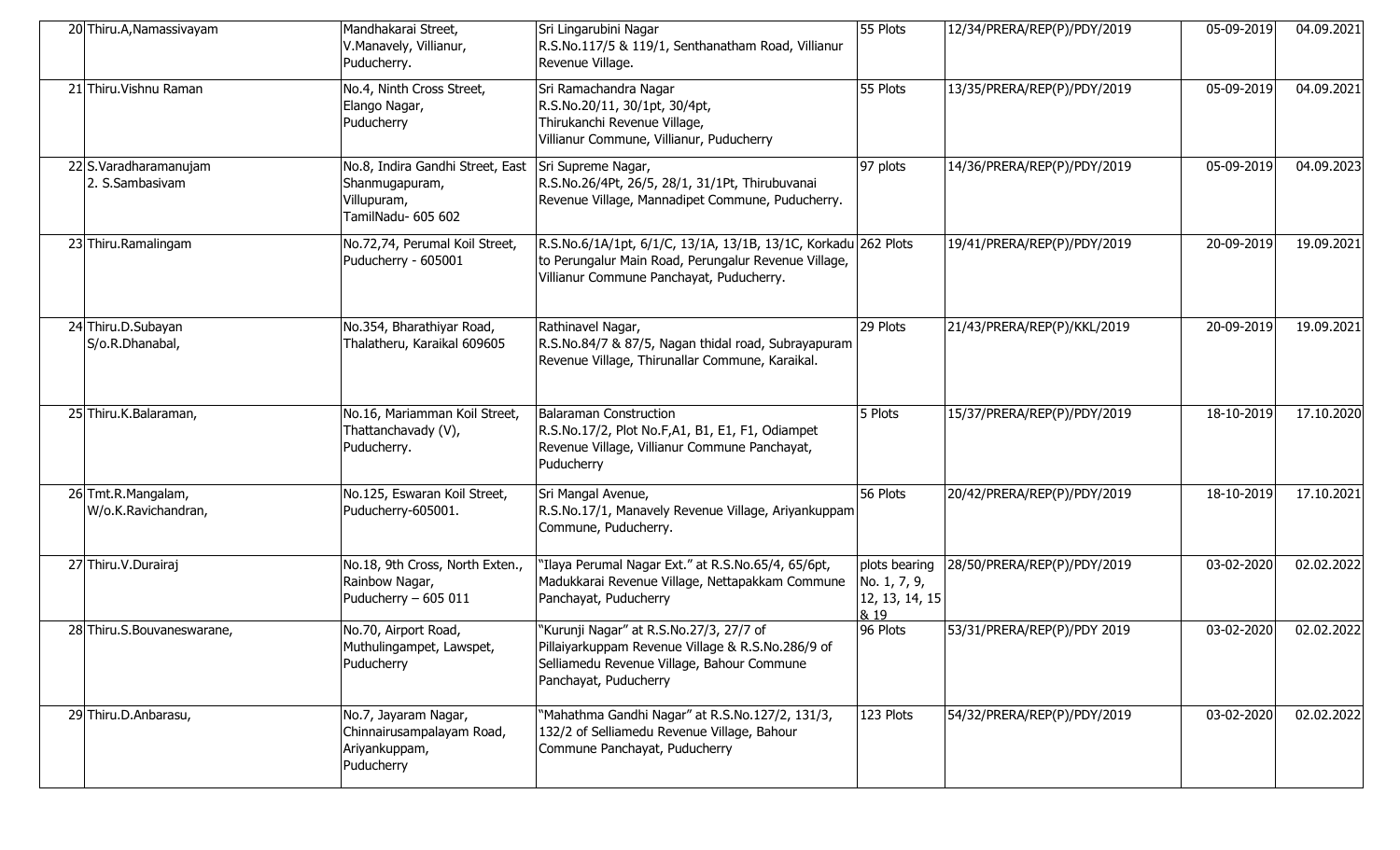| | | | | | | | |
|---|---|---|---|---|---|---|---|
| 20 | Thiru.A,Namassivayam | Mandhakarai Street, V.Manavely, Villianur, Puducherry. | Sri Lingarubini Nagar R.S.No.117/5 & 119/1, Senthanatham Road, Villianur Revenue Village. | 55 Plots | 12/34/PRERA/REP(P)/PDY/2019 | 05-09-2019 | 04.09.2021 |
| 21 | Thiru.Vishnu Raman | No.4, Ninth Cross Street, Elango Nagar, Puducherry | Sri Ramachandra Nagar R.S.No.20/11, 30/1pt, 30/4pt, Thirukanchi Revenue Village, Villianur Commune, Villianur, Puducherry | 55 Plots | 13/35/PRERA/REP(P)/PDY/2019 | 05-09-2019 | 04.09.2021 |
| 22 | S.Varadharamanujam 2. S.Sambasivam | No.8, Indira Gandhi Street, East Shanmugapuram, Villupuram, TamilNadu- 605 602 | Sri Supreme Nagar, R.S.No.26/4Pt, 26/5, 28/1, 31/1Pt, Thirubuvanai Revenue Village, Mannadipet Commune, Puducherry. | 97 plots | 14/36/PRERA/REP(P)/PDY/2019 | 05-09-2019 | 04.09.2023 |
| 23 | Thiru.Ramalingam | No.72,74, Perumal Koil Street, Puducherry - 605001 | R.S.No.6/1A/1pt, 6/1/C, 13/1A, 13/1B, 13/1C, Korkadu to Perungalur Main Road, Perungalur Revenue Village, Villianur Commune Panchayat, Puducherry. | 262 Plots | 19/41/PRERA/REP(P)/PDY/2019 | 20-09-2019 | 19.09.2021 |
| 24 | Thiru.D.Subayan S/o.R.Dhanabal, | No.354, Bharathiyar Road, Thalatheru, Karaikal 609605 | Rathinavel Nagar, R.S.No.84/7 & 87/5, Nagan thidal road, Subrayapuram Revenue Village, Thirunallar Commune, Karaikal. | 29 Plots | 21/43/PRERA/REP(P)/KKL/2019 | 20-09-2019 | 19.09.2021 |
| 25 | Thiru.K.Balaraman, | No.16, Mariamman Koil Street, Thattanchavady (V), Puducherry. | Balaraman Construction R.S.No.17/2, Plot No.F,A1, B1, E1, F1, Odiampet Revenue Village, Villianur Commune Panchayat, Puducherry | 5 Plots | 15/37/PRERA/REP(P)/PDY/2019 | 18-10-2019 | 17.10.2020 |
| 26 | Tmt.R.Mangalam, W/o.K.Ravichandran, | No.125, Eswaran Koil Street, Puducherry-605001. | Sri Mangal Avenue, R.S.No.17/1, Manavely Revenue Village, Ariyankuppam Commune, Puducherry. | 56 Plots | 20/42/PRERA/REP(P)/PDY/2019 | 18-10-2019 | 17.10.2021 |
| 27 | Thiru.V.Durairaj | No.18, 9th Cross, North Exten., Rainbow Nagar, Puducherry – 605 011 | "Ilaya Perumal Nagar Ext." at R.S.No.65/4, 65/6pt, Madukkarai Revenue Village, Nettapakkam Commune Panchayat, Puducherry | plots bearing No. 1, 7, 9, 12, 13, 14, 15 & 19 | 28/50/PRERA/REP(P)/PDY/2019 | 03-02-2020 | 02.02.2022 |
| 28 | Thiru.S.Bouvaneswarane, | No.70, Airport Road, Muthulingampet, Lawspet, Puducherry | "Kurunji Nagar" at R.S.No.27/3, 27/7 of Pillaiyarkuppam Revenue Village & R.S.No.286/9 of Selliamedu Revenue Village, Bahour Commune Panchayat, Puducherry | 96 Plots | 53/31/PRERA/REP(P)/PDY 2019 | 03-02-2020 | 02.02.2022 |
| 29 | Thiru.D.Anbarasu, | No.7, Jayaram Nagar, Chinnairusampalayam Road, Ariyankuppam, Puducherry | "Mahathma Gandhi Nagar" at R.S.No.127/2, 131/3, 132/2 of Selliamedu Revenue Village, Bahour Commune Panchayat, Puducherry | 123 Plots | 54/32/PRERA/REP(P)/PDY/2019 | 03-02-2020 | 02.02.2022 |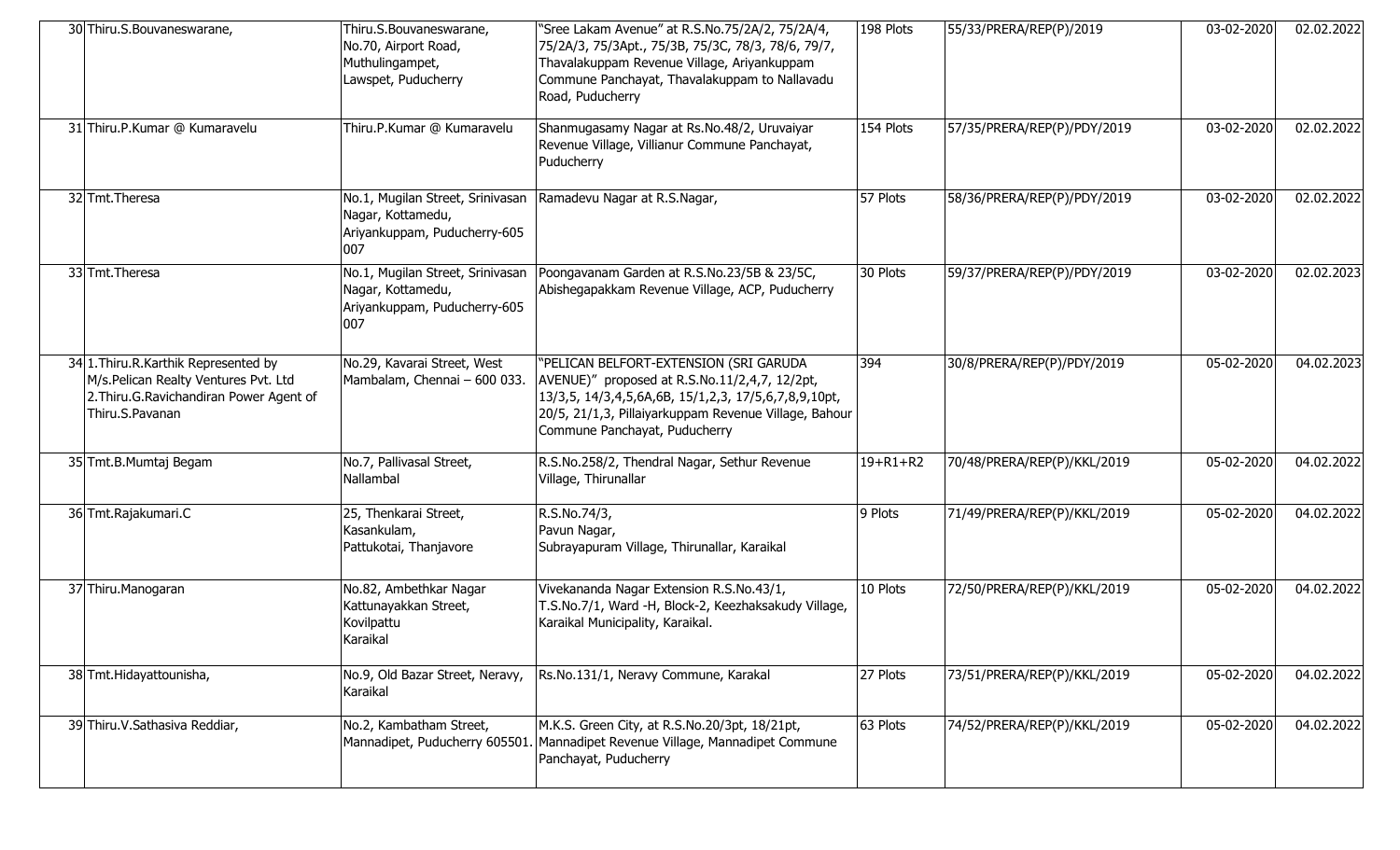| | | | | | | | |
|---|---|---|---|---|---|---|---|
| 30 | Thiru.S.Bouvaneswarane, | Thiru.S.Bouvaneswarane, No.70, Airport Road, Muthulingampet, Lawspet, Puducherry | "Sree Lakam Avenue" at R.S.No.75/2A/2, 75/2A/4, 75/2A/3, 75/3Apt., 75/3B, 75/3C, 78/3, 78/6, 79/7, Thavalakuppam Revenue Village, Ariyankuppam Commune Panchayat, Thavalakuppam to Nallavadu Road, Puducherry | 198 Plots | 55/33/PRERA/REP(P)/2019 | 03-02-2020 | 02.02.2022 |
| 31 | Thiru.P.Kumar @ Kumaravelu | Thiru.P.Kumar @ Kumaravelu | Shanmugasamy Nagar at Rs.No.48/2, Uruvaiyar Revenue Village, Villianur Commune Panchayat, Puducherry | 154 Plots | 57/35/PRERA/REP(P)/PDY/2019 | 03-02-2020 | 02.02.2022 |
| 32 | Tmt.Theresa | No.1, Mugilan Street, Srinivasan Nagar, Kottamedu, Ariyankuppam, Puducherry-605 007 | Ramadevu Nagar at R.S.Nagar, | 57 Plots | 58/36/PRERA/REP(P)/PDY/2019 | 03-02-2020 | 02.02.2022 |
| 33 | Tmt.Theresa | No.1, Mugilan Street, Srinivasan Nagar, Kottamedu, Ariyankuppam, Puducherry-605 007 | Poongavanam Garden at R.S.No.23/5B & 23/5C, Abishegapakkam Revenue Village, ACP, Puducherry | 30 Plots | 59/37/PRERA/REP(P)/PDY/2019 | 03-02-2020 | 02.02.2023 |
| 34 | 1.Thiru.R.Karthik Represented by M/s.Pelican Realty Ventures Pvt. Ltd 2.Thiru.G.Ravichandiran Power Agent of Thiru.S.Pavanan | No.29, Kavarai Street, West Mambalam, Chennai – 600 033. | "PELICAN BELFORT-EXTENSION (SRI GARUDA AVENUE)" proposed at R.S.No.11/2,4,7, 12/2pt, 13/3,5, 14/3,4,5,6A,6B, 15/1,2,3, 17/5,6,7,8,9,10pt, 20/5, 21/1,3, Pillaiyarkuppam Revenue Village, Bahour Commune Panchayat, Puducherry | 394 | 30/8/PRERA/REP(P)/PDY/2019 | 05-02-2020 | 04.02.2023 |
| 35 | Tmt.B.Mumtaj Begam | No.7, Pallivasal Street, Nallambal | R.S.No.258/2, Thendral Nagar, Sethur Revenue Village, Thirunallar | 19+R1+R2 | 70/48/PRERA/REP(P)/KKL/2019 | 05-02-2020 | 04.02.2022 |
| 36 | Tmt.Rajakumari.C | 25, Thenkarai Street, Kasankulam, Pattukotai, Thanjavore | R.S.No.74/3, Pavun Nagar, Subrayapuram Village, Thirunallar, Karaikal | 9 Plots | 71/49/PRERA/REP(P)/KKL/2019 | 05-02-2020 | 04.02.2022 |
| 37 | Thiru.Manogaran | No.82, Ambethkar Nagar Kattunayakkan Street, Kovilpattu Karaikal | Vivekananda Nagar Extension R.S.No.43/1, T.S.No.7/1, Ward -H, Block-2, Keezhaksakudy Village, Karaikal Municipality, Karaikal. | 10 Plots | 72/50/PRERA/REP(P)/KKL/2019 | 05-02-2020 | 04.02.2022 |
| 38 | Tmt.Hidayattounisha, | No.9, Old Bazar Street, Neravy, Karaikal | Rs.No.131/1, Neravy Commune, Karakal | 27 Plots | 73/51/PRERA/REP(P)/KKL/2019 | 05-02-2020 | 04.02.2022 |
| 39 | Thiru.V.Sathasiva Reddiar, | No.2, Kambatham Street, Mannadipet, Puducherry 605501. | M.K.S. Green City, at R.S.No.20/3pt, 18/21pt, Mannadipet Revenue Village, Mannadipet Commune Panchayat, Puducherry | 63 Plots | 74/52/PRERA/REP(P)/KKL/2019 | 05-02-2020 | 04.02.2022 |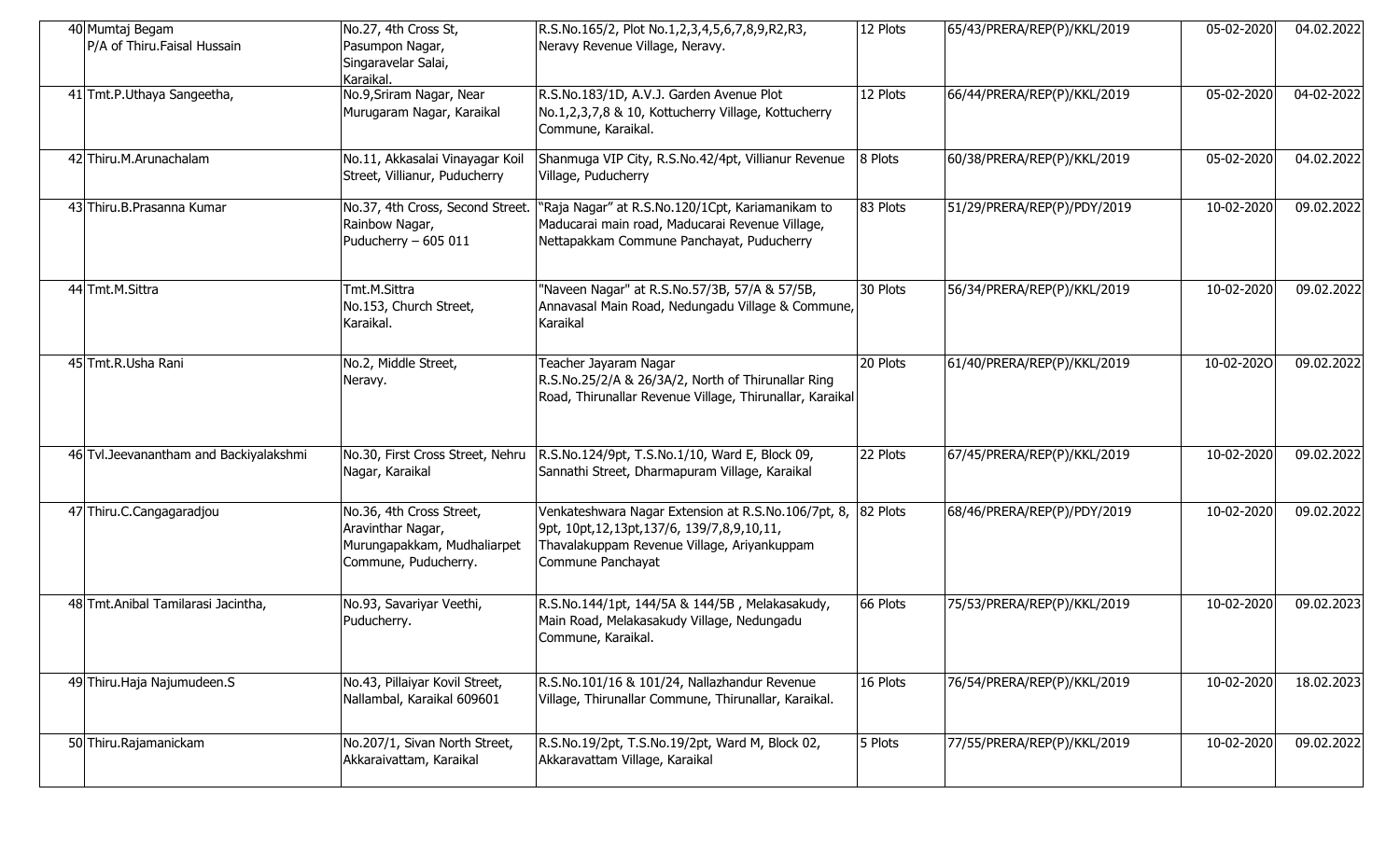| 40 | Mumtaj Begam P/A of Thiru.Faisal Hussain | No.27, 4th Cross St, Pasumpon Nagar, Singaravelar Salai, Karaikal. | R.S.No.165/2, Plot No.1,2,3,4,5,6,7,8,9,R2,R3, Neravy Revenue Village, Neravy. | 12 Plots | 65/43/PRERA/REP(P)/KKL/2019 | 05-02-2020 | 04.02.2022 |
|---|---|---|---|---|---|---|---|
| 41 | Tmt.P.Uthaya Sangeetha, | No.9,Sriram Nagar, Near Murugaram Nagar, Karaikal | R.S.No.183/1D, A.V.J. Garden Avenue Plot No.1,2,3,7,8 & 10, Kottucherry Village, Kottucherry Commune, Karaikal. | 12 Plots | 66/44/PRERA/REP(P)/KKL/2019 | 05-02-2020 | 04-02-2022 |
| 42 | Thiru.M.Arunachalam | No.11, Akkasalai Vinayagar Koil Street, Villianur, Puducherry | Shanmuga VIP City, R.S.No.42/4pt, Villianur Revenue Village, Puducherry | 8 Plots | 60/38/PRERA/REP(P)/KKL/2019 | 05-02-2020 | 04.02.2022 |
| 43 | Thiru.B.Prasanna Kumar | No.37, 4th Cross, Second Street. Rainbow Nagar, Puducherry – 605 011 | "Raja Nagar" at R.S.No.120/1Cpt, Kariamanikam to Maducarai main road, Maducarai Revenue Village, Nettapakkam Commune Panchayat, Puducherry | 83 Plots | 51/29/PRERA/REP(P)/PDY/2019 | 10-02-2020 | 09.02.2022 |
| 44 | Tmt.M.Sittra | Tmt.M.Sittra No.153, Church Street, Karaikal. | "Naveen Nagar" at R.S.No.57/3B, 57/A & 57/5B, Annavasal Main Road, Nedungadu Village & Commune, Karaikal | 30 Plots | 56/34/PRERA/REP(P)/KKL/2019 | 10-02-2020 | 09.02.2022 |
| 45 | Tmt.R.Usha Rani | No.2, Middle Street, Neravy. | Teacher Jayaram Nagar R.S.No.25/2/A & 26/3A/2, North of Thirunallar Ring Road, Thirunallar Revenue Village, Thirunallar, Karaikal | 20 Plots | 61/40/PRERA/REP(P)/KKL/2019 | 10-02-202O | 09.02.2022 |
| 46 | Tvl.Jeevanantham and Backiyalakshmi | No.30, First Cross Street, Nehru Nagar, Karaikal | R.S.No.124/9pt, T.S.No.1/10, Ward E, Block 09, Sannathi Street, Dharmapuram Village, Karaikal | 22 Plots | 67/45/PRERA/REP(P)/KKL/2019 | 10-02-2020 | 09.02.2022 |
| 47 | Thiru.C.Cangagaradjou | No.36, 4th Cross Street, Aravinthar Nagar, Murungapakkam, Mudhaliarpet Commune, Puducherry. | Venkateshwara Nagar Extension at R.S.No.106/7pt, 8, 9pt, 10pt,12,13pt,137/6, 139/7,8,9,10,11, Thavalakuppam Revenue Village, Ariyankuppam Commune Panchayat | 82 Plots | 68/46/PRERA/REP(P)/PDY/2019 | 10-02-2020 | 09.02.2022 |
| 48 | Tmt.Anibal Tamilarasi Jacintha, | No.93, Savariyar Veethi, Puducherry. | R.S.No.144/1pt, 144/5A & 144/5B , Melakasakudy, Main Road, Melakasakudy Village, Nedungadu Commune, Karaikal. | 66 Plots | 75/53/PRERA/REP(P)/KKL/2019 | 10-02-2020 | 09.02.2023 |
| 49 | Thiru.Haja Najumudeen.S | No.43, Pillaiyar Kovil Street, Nallambal, Karaikal 609601 | R.S.No.101/16 & 101/24, Nallazhandur Revenue Village, Thirunallar Commune, Thirunallar, Karaikal. | 16 Plots | 76/54/PRERA/REP(P)/KKL/2019 | 10-02-2020 | 18.02.2023 |
| 50 | Thiru.Rajamanickam | No.207/1, Sivan North Street, Akkaraivattam, Karaikal | R.S.No.19/2pt, T.S.No.19/2pt, Ward M, Block 02, Akkaravattam Village, Karaikal | 5 Plots | 77/55/PRERA/REP(P)/KKL/2019 | 10-02-2020 | 09.02.2022 |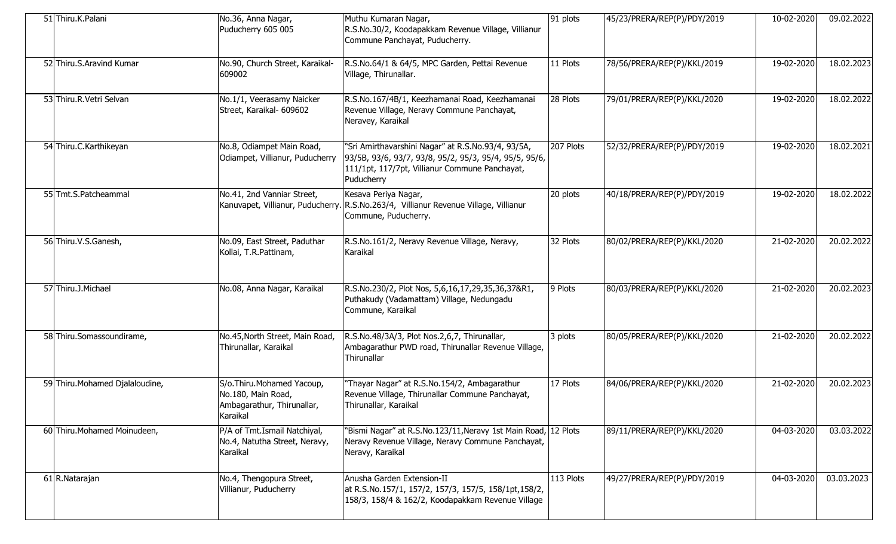| 51 | Thiru.K.Palani | No.36, Anna Nagar, Puducherry 605 005 | Muthu Kumaran Nagar, R.S.No.30/2, Koodapakkam Revenue Village, Villianur Commune Panchayat, Puducherry. | 91 plots | 45/23/PRERA/REP(P)/PDY/2019 | 10-02-2020 | 09.02.2022 |
|---|---|---|---|---|---|---|---|
| 52 | Thiru.S.Aravind Kumar | No.90, Church Street, Karaikal-609002 | R.S.No.64/1 & 64/5, MPC Garden, Pettai Revenue Village, Thirunallar. | 11 Plots | 78/56/PRERA/REP(P)/KKL/2019 | 19-02-2020 | 18.02.2023 |
| 53 | Thiru.R.Vetri Selvan | No.1/1, Veerasamy Naicker Street, Karaikal- 609602 | R.S.No.167/4B/1, Keezhamanai Road, Keezhamanai Revenue Village, Neravy Commune Panchayat, Neravey, Karaikal | 28 Plots | 79/01/PRERA/REP(P)/KKL/2020 | 19-02-2020 | 18.02.2022 |
| 54 | Thiru.C.Karthikeyan | No.8, Odiampet Main Road, Odiampet, Villianur, Puducherry | "Sri Amirthavarshini Nagar" at R.S.No.93/4, 93/5A, 93/5B, 93/6, 93/7, 93/8, 95/2, 95/3, 95/4, 95/5, 95/6, 111/1pt, 117/7pt, Villianur Commune Panchayat, Puducherry | 207 Plots | 52/32/PRERA/REP(P)/PDY/2019 | 19-02-2020 | 18.02.2021 |
| 55 | Tmt.S.Patcheammal | No.41, 2nd Vanniar Street, Kanuvapet, Villianur, Puducherry. | Kesava Periya Nagar, R.S.No.263/4, Villianur Revenue Village, Villianur Commune, Puducherry. | 20 plots | 40/18/PRERA/REP(P)/PDY/2019 | 19-02-2020 | 18.02.2022 |
| 56 | Thiru.V.S.Ganesh, | No.09, East Street, Paduthar Kollai, T.R.Pattinam, | R.S.No.161/2, Neravy Revenue Village, Neravy, Karaikal | 32 Plots | 80/02/PRERA/REP(P)/KKL/2020 | 21-02-2020 | 20.02.2022 |
| 57 | Thiru.J.Michael | No.08, Anna Nagar, Karaikal | R.S.No.230/2, Plot Nos, 5,6,16,17,29,35,36,37&R1, Puthakudy (Vadamattam) Village, Nedungadu Commune, Karaikal | 9 Plots | 80/03/PRERA/REP(P)/KKL/2020 | 21-02-2020 | 20.02.2023 |
| 58 | Thiru.Somassoundirame, | No.45,North Street, Main Road, Thirunallar, Karaikal | R.S.No.48/3A/3, Plot Nos.2,6,7, Thirunallar, Ambagarathur PWD road, Thirunallar Revenue Village, Thirunallar | 3 plots | 80/05/PRERA/REP(P)/KKL/2020 | 21-02-2020 | 20.02.2022 |
| 59 | Thiru.Mohamed Djalaloudine, | S/o.Thiru.Mohamed Yacoup, No.180, Main Road, Ambagarathur, Thirunallar, Karaikal | "Thayar Nagar" at R.S.No.154/2, Ambagarathur Revenue Village, Thirunallar Commune Panchayat, Thirunallar, Karaikal | 17 Plots | 84/06/PRERA/REP(P)/KKL/2020 | 21-02-2020 | 20.02.2023 |
| 60 | Thiru.Mohamed Moinudeen, | P/A of Tmt.Ismail Natchiyal, No.4, Natutha Street, Neravy, Karaikal | "Bismi Nagar" at R.S.No.123/11,Neravy 1st Main Road, Neravy Revenue Village, Neravy Commune Panchayat, Neravy, Karaikal | 12 Plots | 89/11/PRERA/REP(P)/KKL/2020 | 04-03-2020 | 03.03.2022 |
| 61 | R.Natarajan | No.4, Thengopura Street, Villianur, Puducherry | Anusha Garden Extension-II at R.S.No.157/1, 157/2, 157/3, 157/5, 158/1pt,158/2, 158/3, 158/4 & 162/2, Koodapakkam Revenue Village | 113 Plots | 49/27/PRERA/REP(P)/PDY/2019 | 04-03-2020 | 03.03.2023 |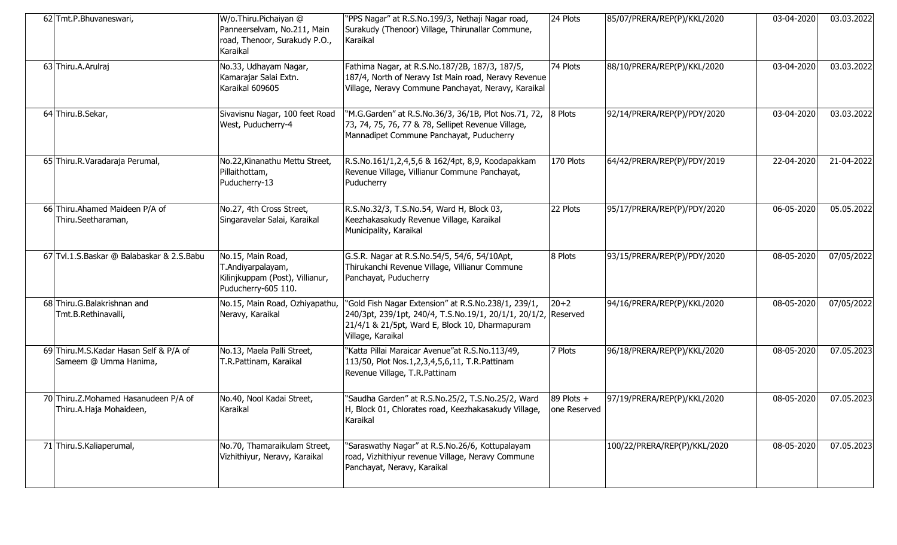| | | | | | | | |
|---|---|---|---|---|---|---|---|
| 62 | Tmt.P.Bhuvaneswari, | W/o.Thiru.Pichaiyan @ Panneerselvam, No.211, Main road, Thenoor, Surakudy P.O., Karaikal | "PPS Nagar" at R.S.No.199/3, Nethaji Nagar road, Surakudy (Thenoor) Village, Thirunallar Commune, Karaikal | 24 Plots | 85/07/PRERA/REP(P)/KKL/2020 | 03-04-2020 | 03.03.2022 |
| 63 | Thiru.A.Arulraj | No.33, Udhayam Nagar, Kamarajar Salai Extn. Karaikal 609605 | Fathima Nagar, at R.S.No.187/2B, 187/3, 187/5, 187/4, North of Neravy Ist Main road, Neravy Revenue Village, Neravy Commune Panchayat, Neravy, Karaikal | 74 Plots | 88/10/PRERA/REP(P)/KKL/2020 | 03-04-2020 | 03.03.2022 |
| 64 | Thiru.B.Sekar, | Sivavisnu Nagar, 100 feet Road West, Puducherry-4 | "M.G.Garden" at R.S.No.36/3, 36/1B, Plot Nos.71, 72, 73, 74, 75, 76, 77 & 78, Sellipet Revenue Village, Mannadipet Commune Panchayat, Puducherry | 8 Plots | 92/14/PRERA/REP(P)/PDY/2020 | 03-04-2020 | 03.03.2022 |
| 65 | Thiru.R.Varadaraja Perumal, | No.22,Kinanathu Mettu Street, Pillaithottam, Puducherry-13 | R.S.No.161/1,2,4,5,6 & 162/4pt, 8,9, Koodapakkam Revenue Village, Villianur Commune Panchayat, Puducherry | 170 Plots | 64/42/PRERA/REP(P)/PDY/2019 | 22-04-2020 | 21-04-2022 |
| 66 | Thiru.Ahamed Maideen P/A of Thiru.Seetharaman, | No.27, 4th Cross Street, Singaravelar Salai, Karaikal | R.S.No.32/3, T.S.No.54, Ward H, Block 03, Keezhakasakudy Revenue Village, Karaikal Municipality, Karaikal | 22 Plots | 95/17/PRERA/REP(P)/PDY/2020 | 06-05-2020 | 05.05.2022 |
| 67 | Tvl.1.S.Baskar @ Balabaskar & 2.S.Babu | No.15, Main Road, T.Andiyarpalayam, Kilinjkuppam (Post), Villianur, Puducherry-605 110. | G.S.R. Nagar at R.S.No.54/5, 54/6, 54/10Apt, Thirukanchi Revenue Village, Villianur Commune Panchayat, Puducherry | 8 Plots | 93/15/PRERA/REP(P)/PDY/2020 | 08-05-2020 | 07/05/2022 |
| 68 | Thiru.G.Balakrishnan and Tmt.B.Rethinavalli, | No.15, Main Road, Ozhiyapathu, Neravy, Karaikal | "Gold Fish Nagar Extension" at R.S.No.238/1, 239/1, 240/3pt, 239/1pt, 240/4, T.S.No.19/1, 20/1/1, 20/1/2, 21/4/1 & 21/5pt, Ward E, Block 10, Dharmapuram Village, Karaikal | 20+2 Reserved | 94/16/PRERA/REP(P)/KKL/2020 | 08-05-2020 | 07/05/2022 |
| 69 | Thiru.M.S.Kadar Hasan Self & P/A of Sameem @ Umma Hanima, | No.13, Maela Palli Street, T.R.Pattinam, Karaikal | "Katta Pillai Maraicar Avenue"at R.S.No.113/49, 113/50, Plot Nos.1,2,3,4,5,6,11, T.R.Pattinam Revenue Village, T.R.Pattinam | 7 Plots | 96/18/PRERA/REP(P)/KKL/2020 | 08-05-2020 | 07.05.2023 |
| 70 | Thiru.Z.Mohamed Hasanudeen P/A of Thiru.A.Haja Mohaideen, | No.40, Nool Kadai Street, Karaikal | "Saudha Garden" at R.S.No.25/2, T.S.No.25/2, Ward H, Block 01, Chlorates road, Keezhakasakudy Village, Karaikal | 89 Plots + one Reserved | 97/19/PRERA/REP(P)/KKL/2020 | 08-05-2020 | 07.05.2023 |
| 71 | Thiru.S.Kaliaperumal, | No.70, Thamaraikulam Street, Vizhithiyur, Neravy, Karaikal | "Saraswathy Nagar" at R.S.No.26/6, Kottupalayam road, Vizhithiyur revenue Village, Neravy Commune Panchayat, Neravy, Karaikal | | 100/22/PRERA/REP(P)/KKL/2020 | 08-05-2020 | 07.05.2023 |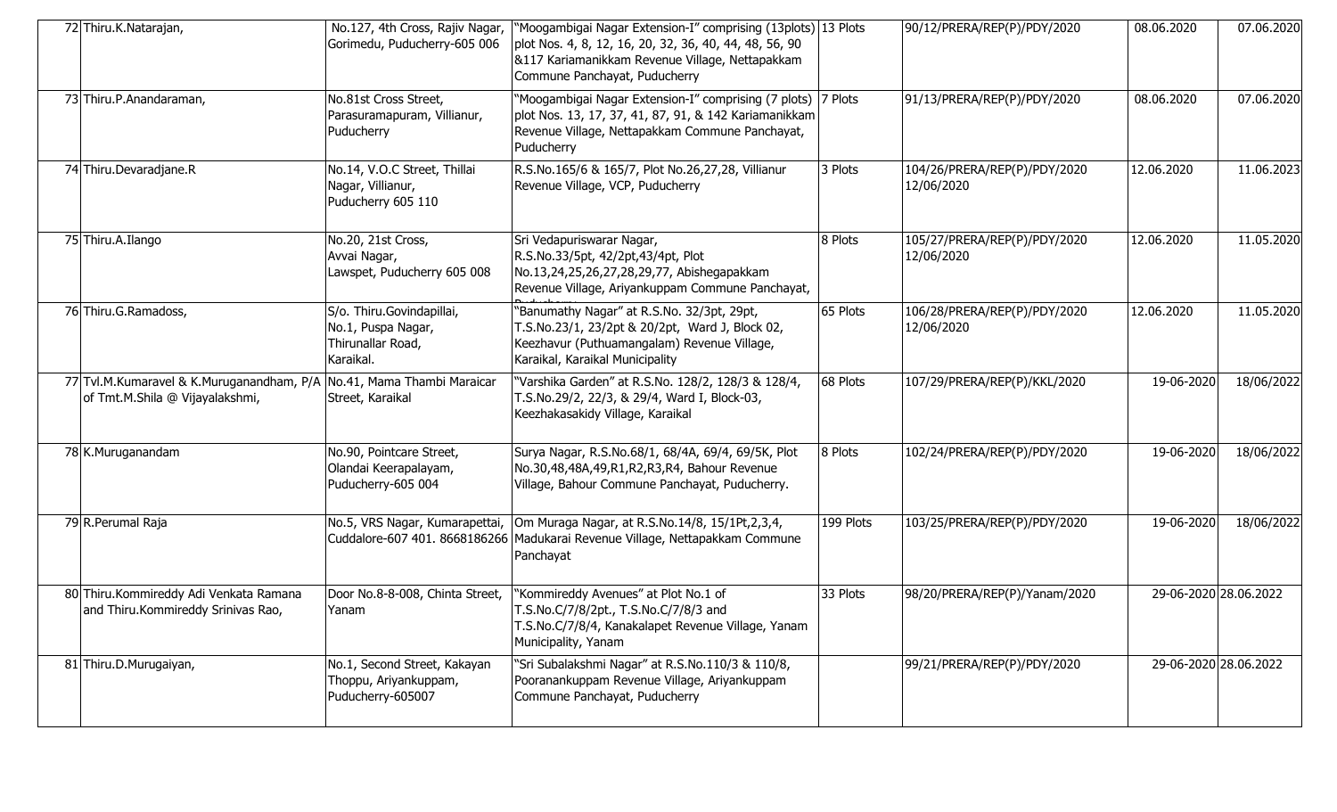| 72 | Thiru.K.Natarajan, | No.127, 4th Cross, Rajiv Nagar, Gorimedu, Puducherry-605 006 | "Moogambigai Nagar Extension-I" comprising (13plots) plot Nos. 4, 8, 12, 16, 20, 32, 36, 40, 44, 48, 56, 90 &117 Kariamanikkam Revenue Village, Nettapakkam Commune Panchayat, Puducherry | 13 Plots | 90/12/PRERA/REP(P)/PDY/2020 | 08.06.2020 | 07.06.2020 |
|---|---|---|---|---|---|---|---|
| 73 | Thiru.P.Anandaraman, | No.81st Cross Street, Parasuramapuram, Villianur, Puducherry | "Moogambigai Nagar Extension-I" comprising (7 plots) plot Nos. 13, 17, 37, 41, 87, 91, & 142 Kariamanikkam Revenue Village, Nettapakkam Commune Panchayat, Puducherry | 7 Plots | 91/13/PRERA/REP(P)/PDY/2020 | 08.06.2020 | 07.06.2020 |
| 74 | Thiru.Devaradjane.R | No.14, V.O.C Street, Thillai Nagar, Villianur, Puducherry 605 110 | R.S.No.165/6 & 165/7, Plot No.26,27,28, Villianur Revenue Village, VCP, Puducherry | 3 Plots | 104/26/PRERA/REP(P)/PDY/2020 12/06/2020 | 12.06.2020 | 11.06.2023 |
| 75 | Thiru.A.Ilango | No.20, 21st Cross, Avvai Nagar, Lawspet, Puducherry 605 008 | Sri Vedapuriswarar Nagar, R.S.No.33/5pt, 42/2pt,43/4pt, Plot No.13,24,25,26,27,28,29,77, Abishegapakkam Revenue Village, Ariyankuppam Commune Panchayat, Puducherry | 8 Plots | 105/27/PRERA/REP(P)/PDY/2020 12/06/2020 | 12.06.2020 | 11.05.2020 |
| 76 | Thiru.G.Ramadoss, | S/o. Thiru.Govindapillai, No.1, Puspa Nagar, Thirunallar Road, Karaikal. | "Banumathy Nagar" at R.S.No. 32/3pt, 29pt, T.S.No.23/1, 23/2pt & 20/2pt, Ward J, Block 02, Keezhavur (Puthuamangalam) Revenue Village, Karaikal, Karaikal Municipality | 65 Plots | 106/28/PRERA/REP(P)/PDY/2020 12/06/2020 | 12.06.2020 | 11.05.2020 |
| 77 | Tvl.M.Kumaravel & K.Muruganandham, P/A of Tmt.M.Shila @ Vijayalakshmi, | No.41, Mama Thambi Maraicar Street, Karaikal | "Varshika Garden" at R.S.No. 128/2, 128/3 & 128/4, T.S.No.29/2, 22/3, & 29/4, Ward I, Block-03, Keezhakasakidy Village, Karaikal | 68 Plots | 107/29/PRERA/REP(P)/KKL/2020 | 19-06-2020 | 18/06/2022 |
| 78 | K.Muruganandam | No.90, Pointcare Street, Olandai Keerapalayam, Puducherry-605 004 | Surya Nagar, R.S.No.68/1, 68/4A, 69/4, 69/5K, Plot No.30,48,48A,49,R1,R2,R3,R4, Bahour Revenue Village, Bahour Commune Panchayat, Puducherry. | 8 Plots | 102/24/PRERA/REP(P)/PDY/2020 | 19-06-2020 | 18/06/2022 |
| 79 | R.Perumal Raja | No.5, VRS Nagar, Kumarapettai, Cuddalore-607 401. 8668186266 | Om Muraga Nagar, at R.S.No.14/8, 15/1Pt,2,3,4, Madukarai Revenue Village, Nettapakkam Commune Panchayat | 199 Plots | 103/25/PRERA/REP(P)/PDY/2020 | 19-06-2020 | 18/06/2022 |
| 80 | Thiru.Kommireddy Adi Venkata Ramana and Thiru.Kommireddy Srinivas Rao, | Door No.8-8-008, Chinta Street, Yanam | "Kommireddy Avenues" at Plot No.1 of T.S.No.C/7/8/2pt., T.S.No.C/7/8/3 and T.S.No.C/7/8/4, Kanakalapet Revenue Village, Yanam Municipality, Yanam | 33 Plots | 98/20/PRERA/REP(P)/Yanam/2020 | 29-06-2020 | 28.06.2022 |
| 81 | Thiru.D.Murugaiyan, | No.1, Second Street, Kakayan Thoppu, Ariyankuppam, Puducherry-605007 | "Sri Subalakshmi Nagar" at R.S.No.110/3 & 110/8, Pooranankuppam Revenue Village, Ariyankuppam Commune Panchayat, Puducherry | | 99/21/PRERA/REP(P)/PDY/2020 | 29-06-2020 | 28.06.2022 |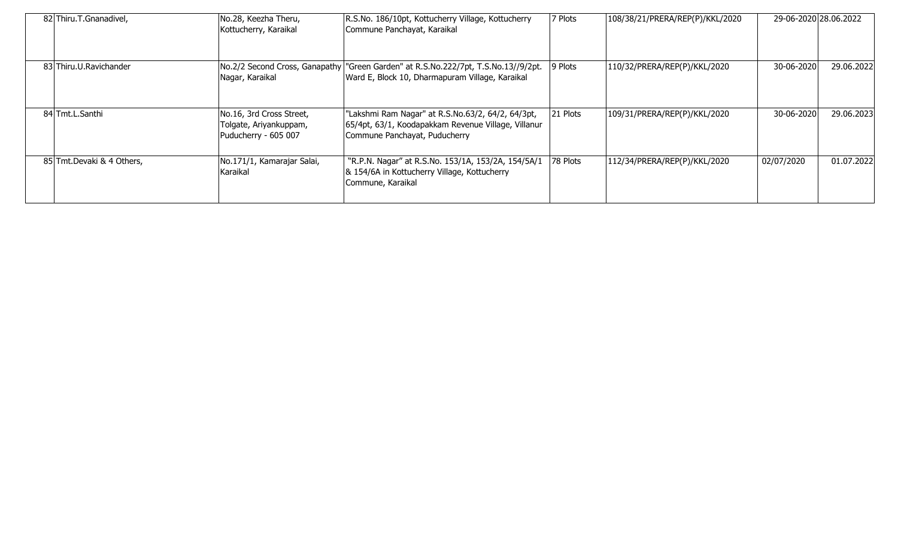| | | | | | | | |
|---|---|---|---|---|---|---|---|
| 82 | Thiru.T.Gnanadivel, | No.28, Keezha Theru, Kottucherry, Karaikal | R.S.No. 186/10pt, Kottucherry Village, Kottucherry Commune Panchayat, Karaikal | 7 Plots | 108/38/21/PRERA/REP(P)/KKL/2020 | 29-06-2020 | 28.06.2022 |
| 83 | Thiru.U.Ravichander | No.2/2 Second Cross, Ganapathy Nagar, Karaikal | "Green Garden" at R.S.No.222/7pt, T.S.No.13//9/2pt. Ward E, Block 10, Dharmapuram Village, Karaikal | 9 Plots | 110/32/PRERA/REP(P)/KKL/2020 | 30-06-2020 | 29.06.2022 |
| 84 | Tmt.L.Santhi | No.16, 3rd Cross Street, Tolgate, Ariyankuppam, Puducherry - 605 007 | "Lakshmi Ram Nagar" at R.S.No.63/2, 64/2, 64/3pt, 65/4pt, 63/1, Koodapakkam Revenue Village, Villanur Commune Panchayat, Puducherry | 21 Plots | 109/31/PRERA/REP(P)/KKL/2020 | 30-06-2020 | 29.06.2023 |
| 85 | Tmt.Devaki & 4 Others, | No.171/1, Kamarajar Salai, Karaikal | "R.P.N. Nagar" at R.S.No. 153/1A, 153/2A, 154/5A/1 & 154/6A in Kottucherry Village, Kottucherry Commune, Karaikal | 78 Plots | 112/34/PRERA/REP(P)/KKL/2020 | 02/07/2020 | 01.07.2022 |